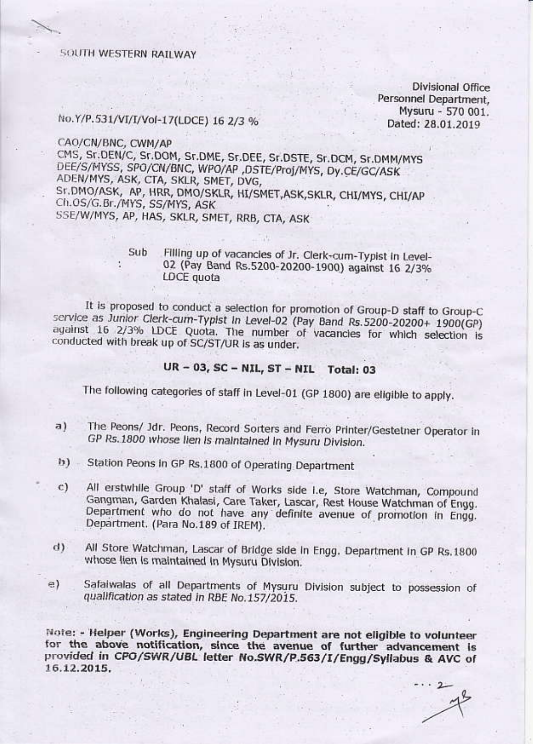SOUTH WESTERN RAILWAY

Divisional Office
Personnel Department,
Mysuru - 570 001.
Dated: 28.01.2019

No.Y/P.531/VI/I/Vol-17(LDCE) 16 2/3 %

CAO/CN/BNC, CWM/AP
CMS, Sr.DEN/C, Sr.DOM, Sr.DME, Sr.DEE, Sr.DSTE, Sr.DCM, Sr.DMM/MYS
DEE/S/MYSS, SPO/CN/BNC, WPO/AP ,DSTE/Proj/MYS, Dy.CE/GC/ASK
ADEN/MYS, ASK, CTA, SKLR, SMET, DVG,
Sr.DMO/ASK, AP, HRR, DMO/SKLR, HI/SMET,ASK,SKLR, CHI/MYS, CHI/AP
Ch.OS/G.Br./MYS, SS/MYS, ASK
SSE/W/MYS, AP, HAS, SKLR, SMET, RRB, CTA, ASK

Sub : Filling up of vacancies of Jr. Clerk-cum-Typist in Level-02 (Pay Band Rs.5200-20200-1900) against 16 2/3% LDCE quota

It is proposed to conduct a selection for promotion of Group-D staff to Group-C service as Junior Clerk-cum-Typist in Level-02 (Pay Band Rs.5200-20200+ 1900(GP) against 16 2/3% LDCE Quota. The number of vacancies for which selection is conducted with break up of SC/ST/UR is as under.

**UR – 03, SC – NIL, ST – NIL Total: 03**

The following categories of staff in Level-01 (GP 1800) are eligible to apply.

a) The Peons/ Jdr. Peons, Record Sorters and Ferro Printer/Gestetner Operator in GP Rs.1800 *whose lien is maintained in Mysuru Division.*

b) Station Peons in GP Rs.1800 of Operating Department

c) All erstwhile Group 'D' staff of Works side i.e, Store Watchman, Compound Gangman, Garden Khalasi, Care Taker, Lascar, Rest House Watchman of Engg. Department who do not have any definite avenue of promotion in Engg. Department. (Para No.189 of IREM).

d) All Store Watchman, Lascar of Bridge side in Engg. Department in GP Rs.1800 whose lien is maintained in Mysuru Division.

e) Safaiwalas of all Departments of Mysuru Division subject to possession of *qualification as stated in RBE No.157/2015.*

**Note: - Helper (Works), Engineering Department are not eligible to volunteer for the above notification, since the avenue of further advancement is provided in CPO/SWR/UBL letter No.SWR/P.563/I/Engg/Syllabus & AVC of 16.12.2015.**

... 2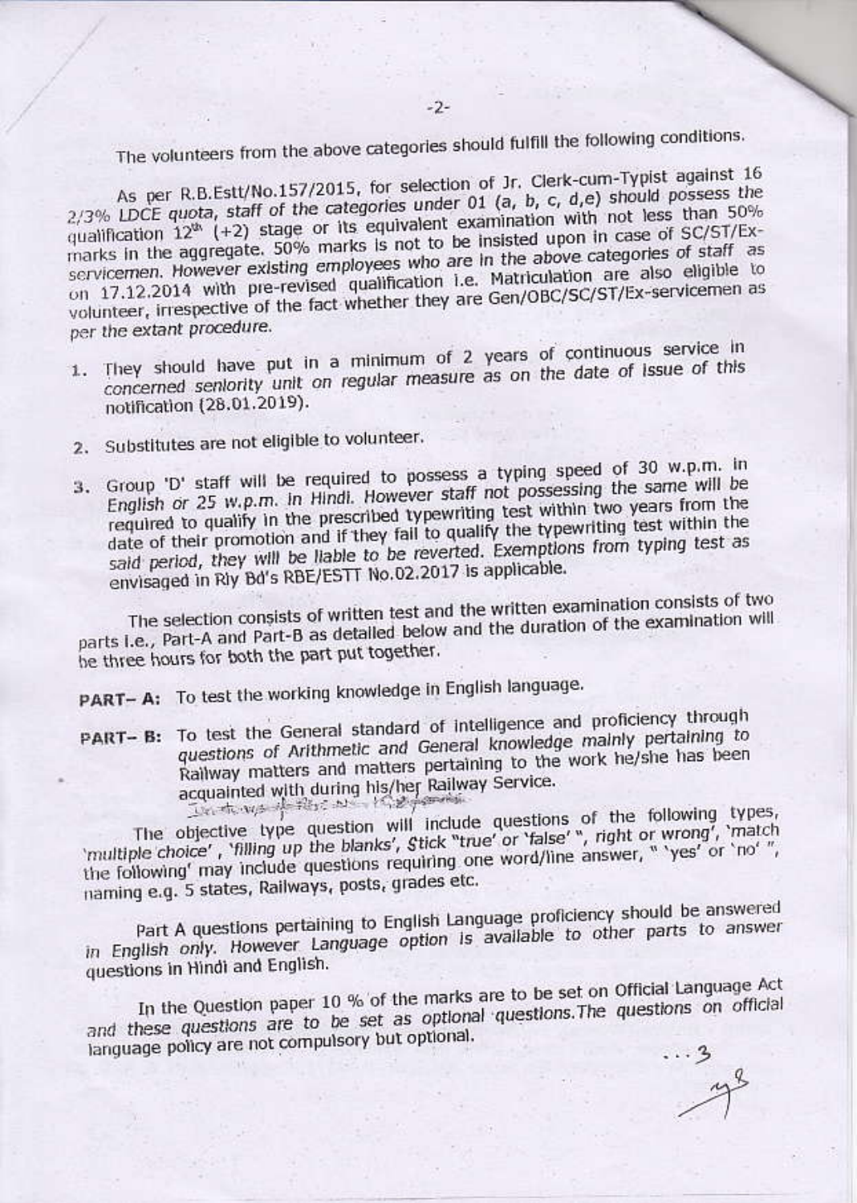The volunteers from the above categories should fulfill the following conditions.

As per R.B.Estt/No.157/2015, for selection of Jr. Clerk-cum-Typist against 16 2/3% LDCE quota, staff of the categories under 01 (a, b, c, d,e) should possess the qualification 12[th] (+2) stage or its equivalent examination with not less than 50% marks in the aggregate. 50% marks is not to be insisted upon in case of SC/ST/Ex-servicemen. However existing employees who are in the above categories of staff as on 17.12.2014 with pre-revised qualification i.e. Matriculation are also eligible to volunteer, irrespective of the fact whether they are Gen/OBC/SC/ST/Ex-servicemen as per the extant procedure.

1. They should have put in a minimum of 2 years of continuous service in concerned seniority unit on regular measure as on the date of issue of this notification (28.01.2019).
2. Substitutes are not eligible to volunteer.
3. Group 'D' staff will be required to possess a typing speed of 30 w.p.m. in English or 25 w.p.m. in Hindi. However staff not possessing the same will be required to qualify in the prescribed typewriting test within two years from the date of their promotion and if they fail to qualify the typewriting test within the said period, they will be liable to be reverted. Exemptions from typing test as envisaged in Rly Bd's RBE/ESTT No.02.2017 is applicable.

The selection consists of written test and the written examination consists of two parts i.e., Part-A and Part-B as detailed below and the duration of the examination will be three hours for both the part put together.

**PART– A:** To test the working knowledge in English language.

**PART– B:** To test the General standard of intelligence and proficiency through questions of Arithmetic and General knowledge mainly pertaining to Railway matters and matters pertaining to the work he/she has been acquainted with during his/her Railway Service.

The objective type question will include questions of the following types, 'multiple choice', 'filling up the blanks', Stick "true' or 'false' ", right or wrong', 'match the following' may include questions requiring one word/line answer, " 'yes' or 'no' ", naming e.g. 5 states, Railways, posts, grades etc.

Part A questions pertaining to English Language proficiency should be answered in English only. However Language option is available to other parts to answer questions in Hindi and English.

In the Question paper 10 % of the marks are to be set on Official Language Act and these questions are to be set as optional questions.The questions on official language policy are not compulsory but optional.

...3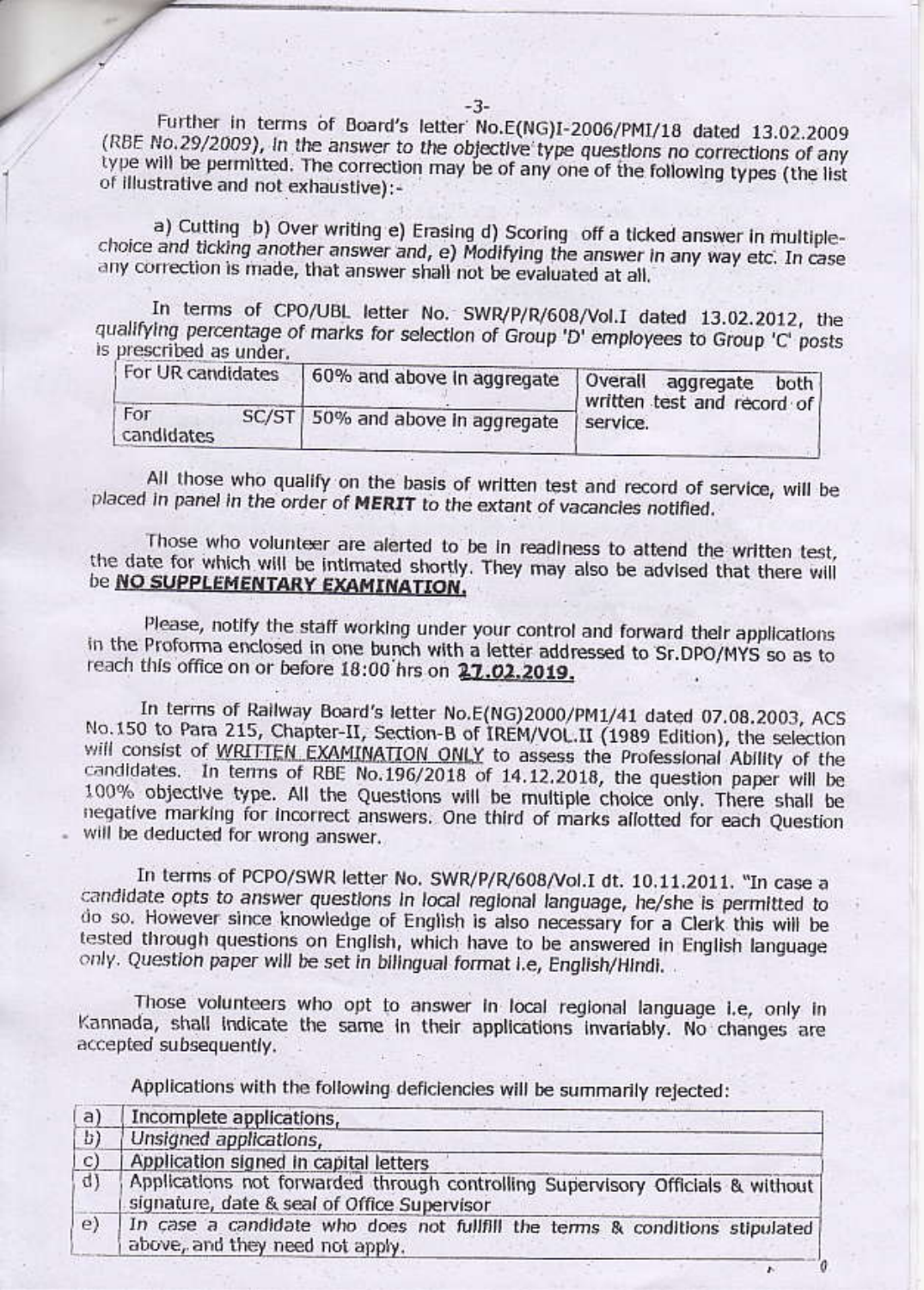Further in terms of Board's letter No.E(NG)I-2006/PMI/18 dated 13.02.2009 (RBE No.29/2009), in the answer to the objective type questions no corrections of any type will be permitted. The correction may be of any one of the following types (the list of illustrative and not exhaustive):-

a) Cutting b) Over writing e) Erasing d) Scoring off a ticked answer in multiple-choice and ticking another answer and, e) Modifying the answer in any way etc. In case any correction is made, that answer shall not be evaluated at all.

In terms of CPO/UBL letter No. SWR/P/R/608/Vol.I dated 13.02.2012, the qualifying percentage of marks for selection of Group 'D' employees to Group 'C' posts is prescribed as under.

| | | |
|---|---|---|
| For UR candidates | 60% and above in aggregate | Overall aggregate both written test and record of service. |
| For SC/ST candidates | 50% and above in aggregate | |

All those who qualify on the basis of written test and record of service, will be placed in panel in the order of **MERIT** to the extant of vacancies notified.

Those who volunteer are alerted to be in readiness to attend the written test, the date for which will be intimated shortly. They may also be advised that there will be **NO SUPPLEMENTARY EXAMINATION.**

Please, notify the staff working under your control and forward their applications in the Proforma enclosed in one bunch with a letter addressed to Sr.DPO/MYS so as to reach this office on or before 18:00 hrs on **27.02.2019.**

In terms of Railway Board's letter No.E(NG)2000/PM1/41 dated 07.08.2003, ACS No.150 to Para 215, Chapter-II, Section-B of IREM/VOL.II (1989 Edition), the selection will consist of WRITTEN EXAMINATION ONLY to assess the Professional Ability of the candidates. In terms of RBE No.196/2018 of 14.12.2018, the question paper will be 100% objective type. All the Questions will be multiple choice only. There shall be negative marking for incorrect answers. One third of marks allotted for each Question will be deducted for wrong answer.

In terms of PCPO/SWR letter No. SWR/P/R/608/Vol.I dt. 10.11.2011. "In case a candidate opts to answer questions in local regional language, he/she is permitted to do so. However since knowledge of English is also necessary for a Clerk this will be tested through questions on English, which have to be answered in English language only. Question paper will be set in bilingual format i.e, English/Hindi.

Those volunteers who opt to answer in local regional language i.e, only in Kannada, shall indicate the same in their applications invariably. No changes are accepted subsequently.

Applications with the following deficiencies will be summarily rejected:

| | |
|---|---|
| a) | Incomplete applications, |
| b) | Unsigned applications, |
| c) | Application signed in capital letters |
| d) | Applications not forwarded through controlling Supervisory Officials & without signature, date & seal of Office Supervisor |
| e) | In case a candidate who does not fulfill the terms & conditions stipulated above, and they need not apply. |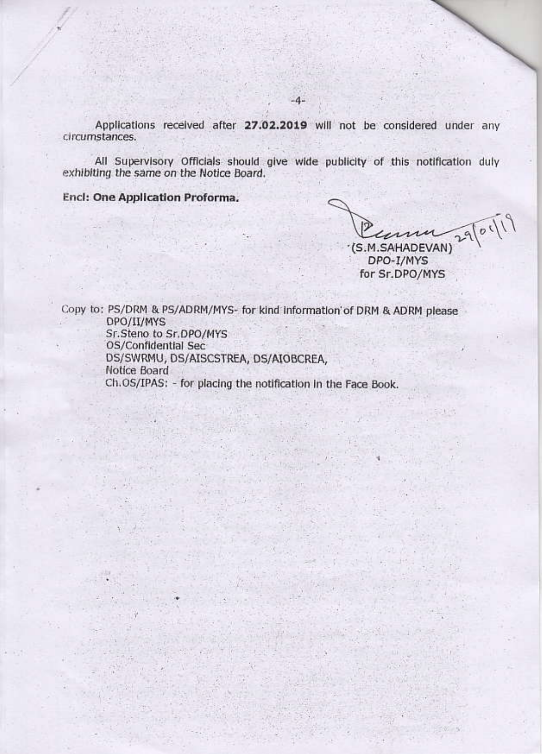Applications received after **27.02.2019** will not be considered under any circumstances.

All Supervisory Officials should give wide publicity of this notification duly exhibiting the same on the Notice Board.

**Encl: One Application Proforma.**

29/01/19

(S.M.SAHADEVAN)
DPO-I/MYS
for Sr.DPO/MYS

Copy to: PS/DRM & PS/ADRM/MYS- for kind information of DRM & ADRM please
DPO/II/MYS
Sr.Steno to Sr.DPO/MYS
OS/Confidential Sec
DS/SWRMU, DS/AISCSTREA, DS/AIOBCREA,
Notice Board
Ch.OS/IPAS: - for placing the notification in the Face Book.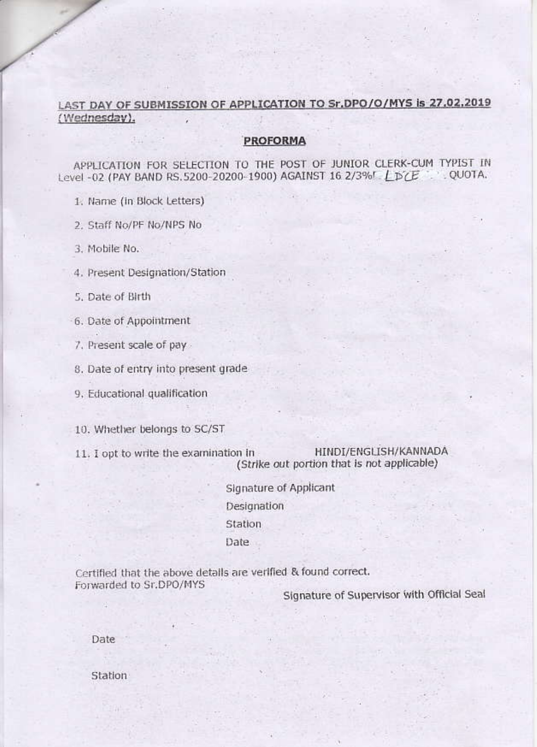<u>**LAST DAY OF SUBMISSION OF APPLICATION TO Sr.DPO/O/MYS is 27.02.2019 (Wednesday).**</u>

## PROFORMA

APPLICATION FOR SELECTION TO THE POST OF JUNIOR CLERK-CUM TYPIST IN Level -02 (PAY BAND RS.5200-20200-1900) AGAINST 16 2/3% LDCE QUOTA.

1. Name (in Block Letters)
2. Staff No/PF No/NPS No
3. Mobile No.
4. Present Designation/Station
5. Date of Birth
6. Date of Appointment
7. Present scale of pay
8. Date of entry into present grade
9. Educational qualification
10. Whether belongs to SC/ST
11. I opt to write the examination in HINDI/ENGLISH/KANNADA
    *(Strike out portion that is not applicable)*

Signature of Applicant

Designation

Station

Date

Certified that the above details are verified & found correct.
Forwarded to Sr.DPO/MYS

Signature of Supervisor with Official Seal

Date

Station